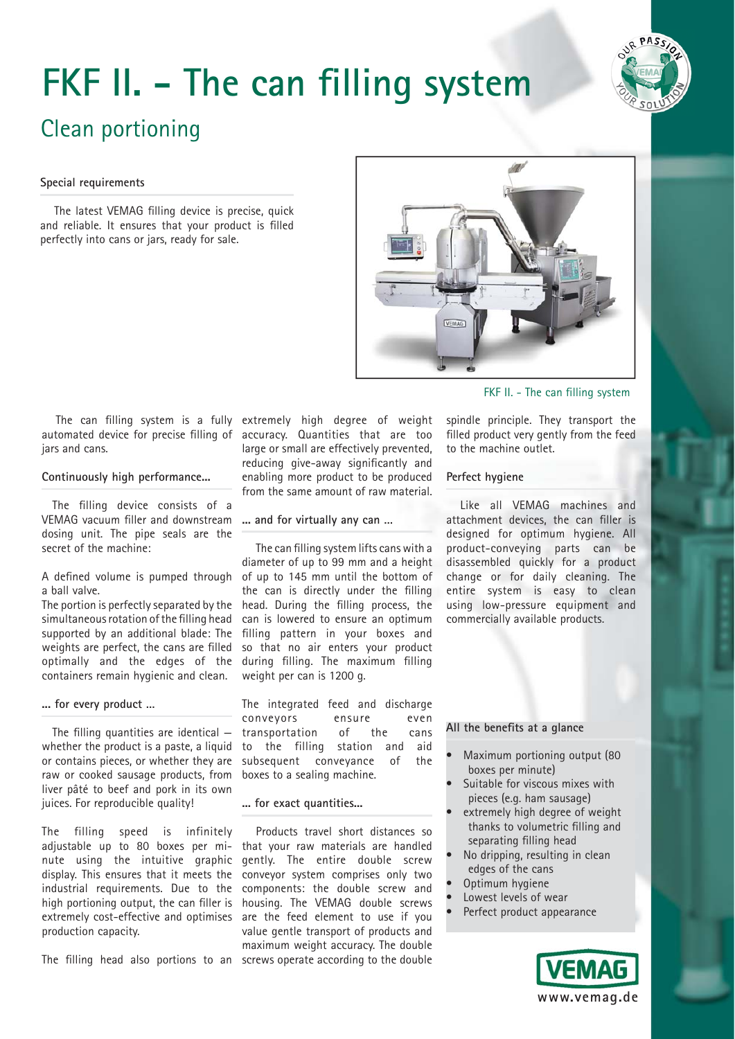# FKF II. - The can filling system

## Clean portioning

### Special requirements

The latest VEMAG filling device is precise, quick and reliable. It ensures that your product is filled perfectly into cans or jars, ready for sale.

FKF II. - The can filling system

The can filling system is a fully automated device for precise filling of jars and cans.

### Continuously high performance...

The filling device consists of a VEMAG vacuum filler and downstream dosing unit. The pipe seals are the secret of the machine:

A defined volume is pumped through a ball valve.
The portion is perfectly separated by the simultaneous rotation of the filling head supported by an additional blade: The weights are perfect, the cans are filled optimally and the edges of the containers remain hygienic and clean.

### ... for every product ...

The filling quantities are identical – whether the product is a paste, a liquid or contains pieces, or whether they are raw or cooked sausage products, from liver pâté to beef and pork in its own juices. For reproducible quality!

The filling speed is infinitely adjustable up to 80 boxes per minute using the intuitive graphic display. This ensures that it meets the industrial requirements. Due to the high portioning output, the can filler is extremely cost-effective and optimises production capacity.

The filling head also portions to an extremely high degree of weight accuracy. Quantities that are too large or small are effectively prevented, reducing give-away significantly and enabling more product to be produced from the same amount of raw material.

### ... and for virtually any can ...

The can filling system lifts cans with a diameter of up to 99 mm and a height of up to 145 mm until the bottom of the can is directly under the filling head. During the filling process, the can is lowered to ensure an optimum filling pattern in your boxes and so that no air enters your product during filling. The maximum filling weight per can is 1200 g.

The integrated feed and discharge conveyors ensure even transportation of the cans to the filling station and aid subsequent conveyance of the boxes to a sealing machine.

### ... for exact quantities...

Products travel short distances so that your raw materials are handled gently. The entire double screw conveyor system comprises only two components: the double screw and housing. The VEMAG double screws are the feed element to use if you value gentle transport of products and maximum weight accuracy. The double screws operate according to the double spindle principle. They transport the filled product very gently from the feed to the machine outlet.

### Perfect hygiene

Like all VEMAG machines and attachment devices, the can filler is designed for optimum hygiene. All product-conveying parts can be disassembled quickly for a product change or for daily cleaning. The entire system is easy to clean using low-pressure equipment and commercially available products.

### All the benefits at a glance

- Maximum portioning output (80 boxes per minute)
- Suitable for viscous mixes with pieces (e.g. ham sausage)
- extremely high degree of weight thanks to volumetric filling and separating filling head
- No dripping, resulting in clean edges of the cans
- Optimum hygiene
- Lowest levels of wear
- Perfect product appearance

VEMAG
www.vemag.de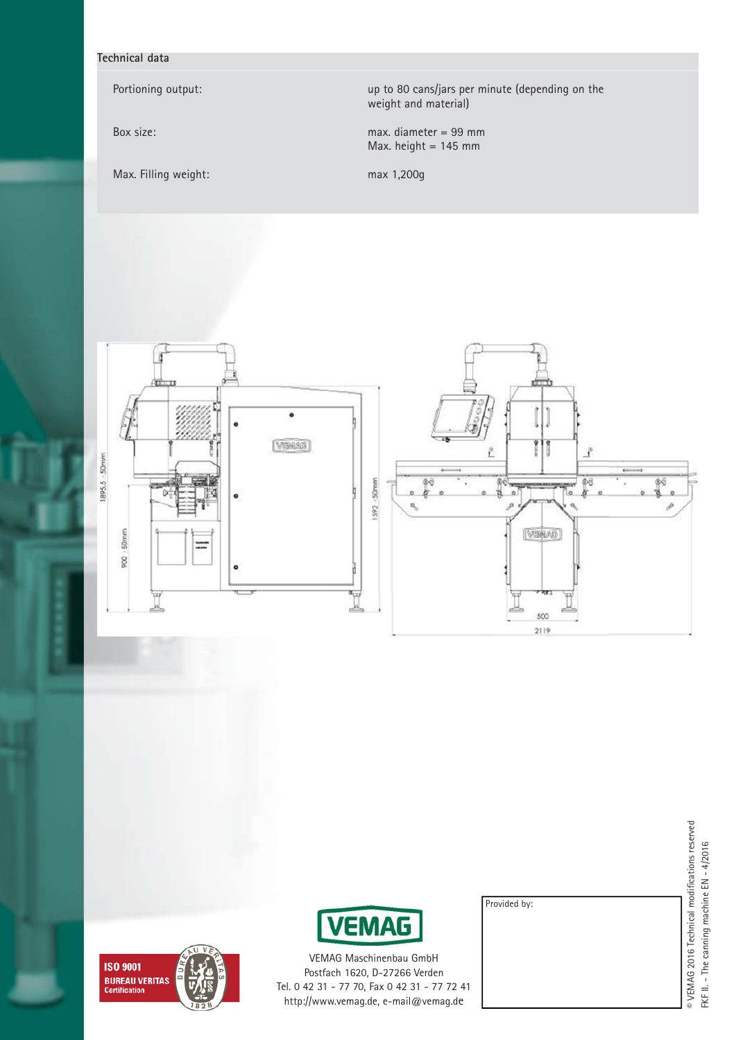## Technical data

| | |
|---|---|
| Portioning output: | up to 80 cans/jars per minute (depending on the weight and material) |
| Box size: | max. diameter = 99 mm<br>Max. height = 145 mm |
| Max. Filling weight: | max 1,200g |

1895.5 - 50mm

900 - 50mm

1592 - 50mm

500

2119

ISO 9001
BUREAU VERITAS
Certification

VEMAG

VEMAG Maschinenbau GmbH
Postfach 1620, D-27266 Verden
Tel. 0 42 31 - 77 70, Fax 0 42 31 - 77 72 41
http://www.vemag.de, e-mail@vemag.de

Provided by:

© VEMAG 2016 Technical modifications reserved
FKF II. - The canning machine EN - 4/2016